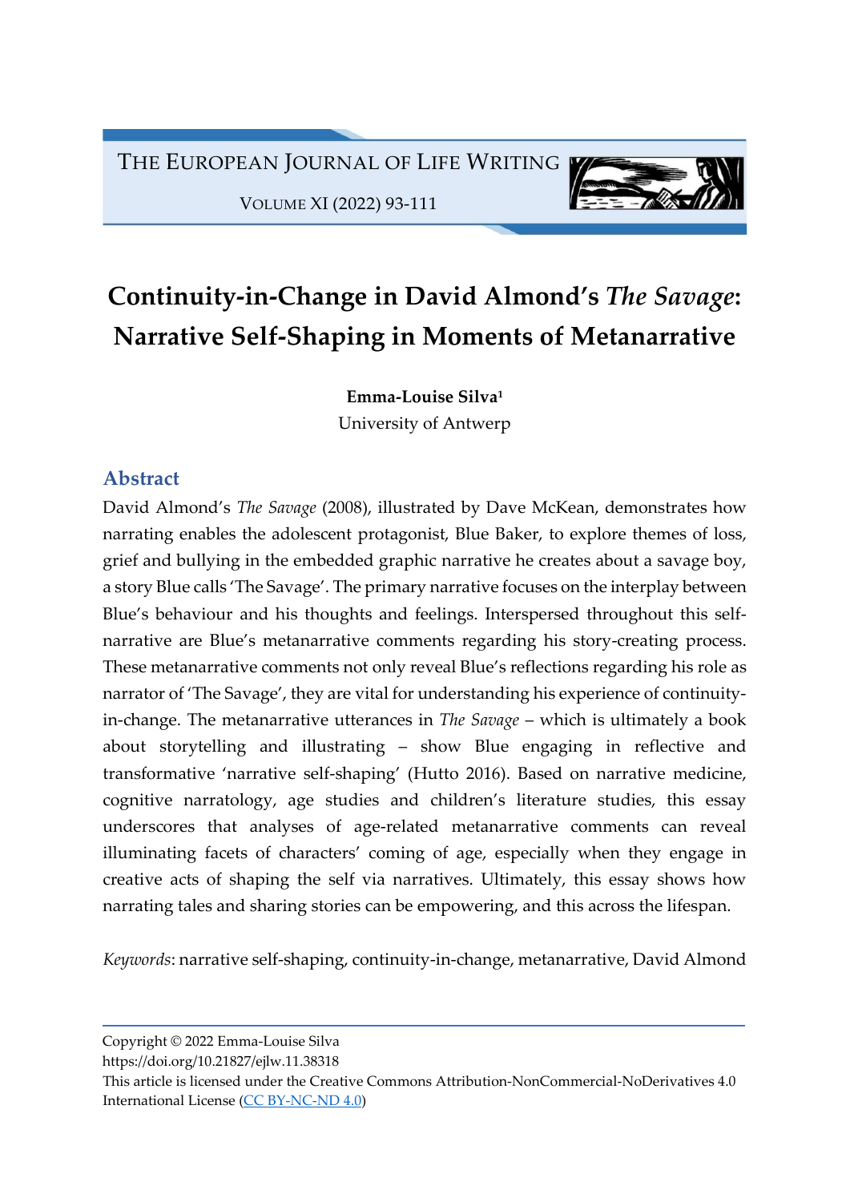# Continuity-in-Change in David Almond's *The Savage*: Narrative Self-Shaping in Moments of Metanarrative

**Emma-Louise Silva**[1]
University of Antwerp

## Abstract

David Almond's *The Savage* (2008), illustrated by Dave McKean, demonstrates how narrating enables the adolescent protagonist, Blue Baker, to explore themes of loss, grief and bullying in the embedded graphic narrative he creates about a savage boy, a story Blue calls 'The Savage'. The primary narrative focuses on the interplay between Blue's behaviour and his thoughts and feelings. Interspersed throughout this self-narrative are Blue's metanarrative comments regarding his story-creating process. These metanarrative comments not only reveal Blue's reflections regarding his role as narrator of 'The Savage', they are vital for understanding his experience of continuity-in-change. The metanarrative utterances in *The Savage* – which is ultimately a book about storytelling and illustrating – show Blue engaging in reflective and transformative 'narrative self-shaping' (Hutto 2016). Based on narrative medicine, cognitive narratology, age studies and children's literature studies, this essay underscores that analyses of age-related metanarrative comments can reveal illuminating facets of characters' coming of age, especially when they engage in creative acts of shaping the self via narratives. Ultimately, this essay shows how narrating tales and sharing stories can be empowering, and this across the lifespan.

*Keywords*: narrative self-shaping, continuity-in-change, metanarrative, David Almond

---

Copyright © 2022 Emma-Louise Silva
https://doi.org/10.21827/ejlw.11.38318
This article is licensed under the Creative Commons Attribution-NonCommercial-NoDerivatives 4.0 International License (CC BY-NC-ND 4.0)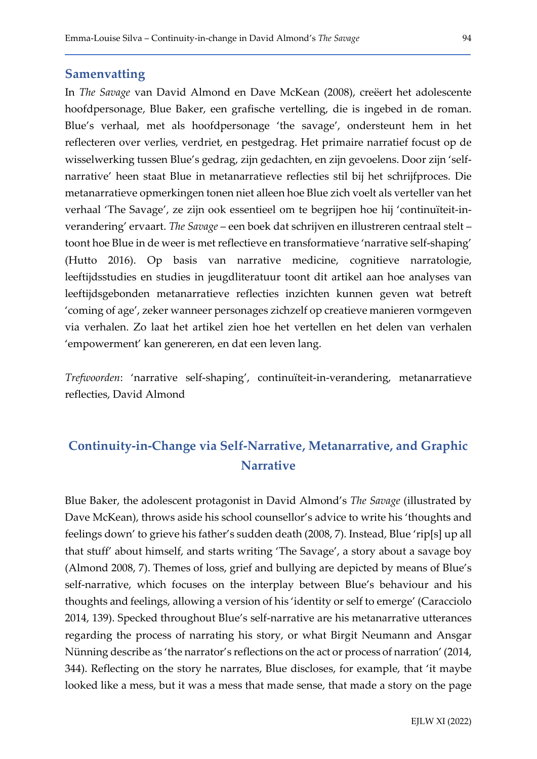## Samenvatting

In *The Savage* van David Almond en Dave McKean (2008), creëert het adolescente hoofdpersonage, Blue Baker, een grafische vertelling, die is ingebed in de roman. Blue's verhaal, met als hoofdpersonage 'the savage', ondersteunt hem in het reflecteren over verlies, verdriet, en pestgedrag. Het primaire narratief focust op de wisselwerking tussen Blue's gedrag, zijn gedachten, en zijn gevoelens. Door zijn 'self-narrative' heen staat Blue in metanarratieve reflecties stil bij het schrijfproces. Die metanarratieve opmerkingen tonen niet alleen hoe Blue zich voelt als verteller van het verhaal 'The Savage', ze zijn ook essentieel om te begrijpen hoe hij 'continuïteit-in-verandering' ervaart. *The Savage* – een boek dat schrijven en illustreren centraal stelt – toont hoe Blue in de weer is met reflectieve en transformatieve 'narrative self-shaping' (Hutto 2016). Op basis van narrative medicine, cognitieve narratologie, leeftijdsstudies en studies in jeugdliteratuur toont dit artikel aan hoe analyses van leeftijdsgebonden metanarratieve reflecties inzichten kunnen geven wat betreft 'coming of age', zeker wanneer personages zichzelf op creatieve manieren vormgeven via verhalen. Zo laat het artikel zien hoe het vertellen en het delen van verhalen 'empowerment' kan genereren, en dat een leven lang.

*Trefwoorden*: 'narrative self-shaping', continuïteit-in-verandering, metanarratieve reflecties, David Almond

## Continuity-in-Change via Self-Narrative, Metanarrative, and Graphic Narrative

Blue Baker, the adolescent protagonist in David Almond's *The Savage* (illustrated by Dave McKean), throws aside his school counsellor's advice to write his 'thoughts and feelings down' to grieve his father's sudden death (2008, 7). Instead, Blue 'rip[s] up all that stuff' about himself, and starts writing 'The Savage', a story about a savage boy (Almond 2008, 7). Themes of loss, grief and bullying are depicted by means of Blue's self-narrative, which focuses on the interplay between Blue's behaviour and his thoughts and feelings, allowing a version of his 'identity or self to emerge' (Caracciolo 2014, 139). Specked throughout Blue's self-narrative are his metanarrative utterances regarding the process of narrating his story, or what Birgit Neumann and Ansgar Nünning describe as 'the narrator's reflections on the act or process of narration' (2014, 344). Reflecting on the story he narrates, Blue discloses, for example, that 'it maybe looked like a mess, but it was a mess that made sense, that made a story on the page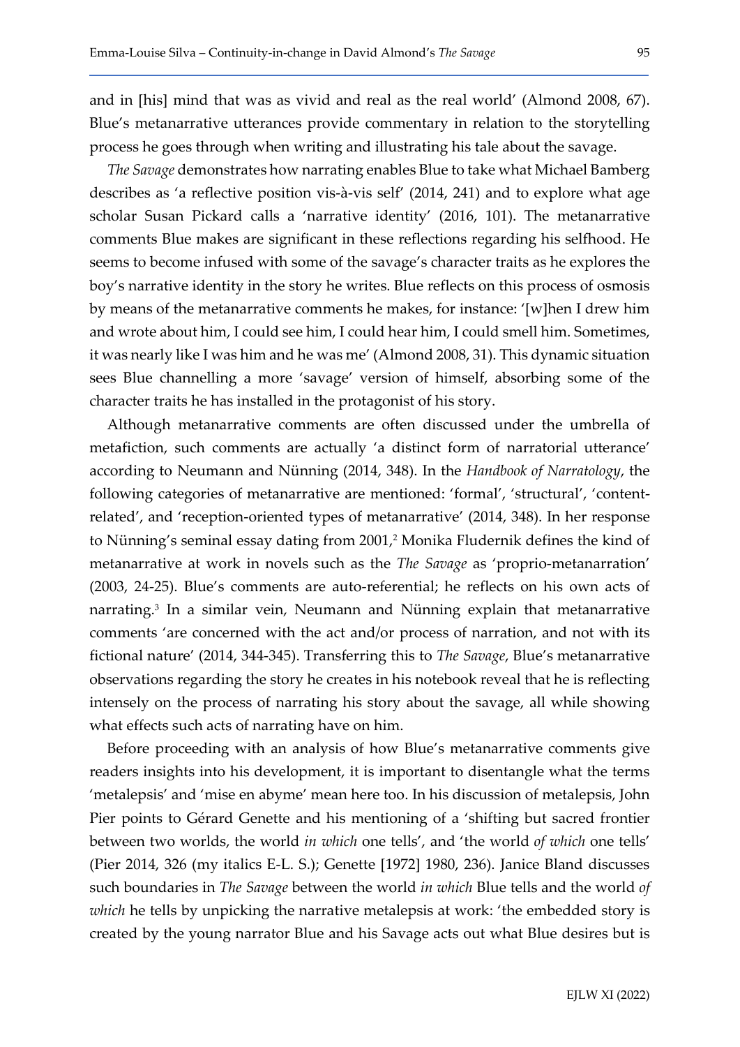and in [his] mind that was as vivid and real as the real world' (Almond 2008, 67). Blue's metanarrative utterances provide commentary in relation to the storytelling process he goes through when writing and illustrating his tale about the savage.

*The Savage* demonstrates how narrating enables Blue to take what Michael Bamberg describes as 'a reflective position vis-à-vis self' (2014, 241) and to explore what age scholar Susan Pickard calls a 'narrative identity' (2016, 101). The metanarrative comments Blue makes are significant in these reflections regarding his selfhood. He seems to become infused with some of the savage's character traits as he explores the boy's narrative identity in the story he writes. Blue reflects on this process of osmosis by means of the metanarrative comments he makes, for instance: '[w]hen I drew him and wrote about him, I could see him, I could hear him, I could smell him. Sometimes, it was nearly like I was him and he was me' (Almond 2008, 31). This dynamic situation sees Blue channelling a more 'savage' version of himself, absorbing some of the character traits he has installed in the protagonist of his story.

Although metanarrative comments are often discussed under the umbrella of metafiction, such comments are actually 'a distinct form of narratorial utterance' according to Neumann and Nünning (2014, 348). In the *Handbook of Narratology*, the following categories of metanarrative are mentioned: 'formal', 'structural', 'content-related', and 'reception-oriented types of metanarrative' (2014, 348). In her response to Nünning's seminal essay dating from 2001,[2] Monika Fludernik defines the kind of metanarrative at work in novels such as the *The Savage* as 'proprio-metanarration' (2003, 24-25). Blue's comments are auto-referential; he reflects on his own acts of narrating.[3] In a similar vein, Neumann and Nünning explain that metanarrative comments 'are concerned with the act and/or process of narration, and not with its fictional nature' (2014, 344-345). Transferring this to *The Savage*, Blue's metanarrative observations regarding the story he creates in his notebook reveal that he is reflecting intensely on the process of narrating his story about the savage, all while showing what effects such acts of narrating have on him.

Before proceeding with an analysis of how Blue's metanarrative comments give readers insights into his development, it is important to disentangle what the terms 'metalepsis' and 'mise en abyme' mean here too. In his discussion of metalepsis, John Pier points to Gérard Genette and his mentioning of a 'shifting but sacred frontier between two worlds, the world *in which* one tells', and 'the world *of which* one tells' (Pier 2014, 326 (my italics E-L. S.); Genette [1972] 1980, 236). Janice Bland discusses such boundaries in *The Savage* between the world *in which* Blue tells and the world *of which* he tells by unpicking the narrative metalepsis at work: 'the embedded story is created by the young narrator Blue and his Savage acts out what Blue desires but is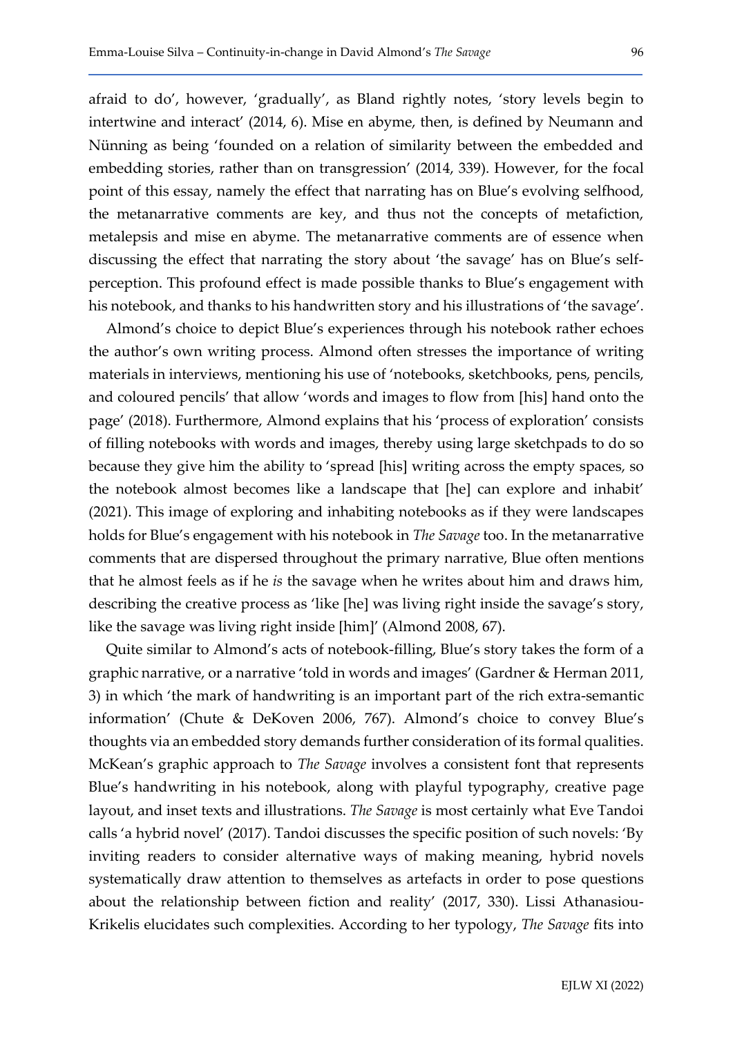afraid to do', however, 'gradually', as Bland rightly notes, 'story levels begin to intertwine and interact' (2014, 6). Mise en abyme, then, is defined by Neumann and Nünning as being 'founded on a relation of similarity between the embedded and embedding stories, rather than on transgression' (2014, 339). However, for the focal point of this essay, namely the effect that narrating has on Blue's evolving selfhood, the metanarrative comments are key, and thus not the concepts of metafiction, metalepsis and mise en abyme. The metanarrative comments are of essence when discussing the effect that narrating the story about 'the savage' has on Blue's self-perception. This profound effect is made possible thanks to Blue's engagement with his notebook, and thanks to his handwritten story and his illustrations of 'the savage'.

Almond's choice to depict Blue's experiences through his notebook rather echoes the author's own writing process. Almond often stresses the importance of writing materials in interviews, mentioning his use of 'notebooks, sketchbooks, pens, pencils, and coloured pencils' that allow 'words and images to flow from [his] hand onto the page' (2018). Furthermore, Almond explains that his 'process of exploration' consists of filling notebooks with words and images, thereby using large sketchpads to do so because they give him the ability to 'spread [his] writing across the empty spaces, so the notebook almost becomes like a landscape that [he] can explore and inhabit' (2021). This image of exploring and inhabiting notebooks as if they were landscapes holds for Blue's engagement with his notebook in *The Savage* too. In the metanarrative comments that are dispersed throughout the primary narrative, Blue often mentions that he almost feels as if he *is* the savage when he writes about him and draws him, describing the creative process as 'like [he] was living right inside the savage's story, like the savage was living right inside [him]' (Almond 2008, 67).

Quite similar to Almond's acts of notebook-filling, Blue's story takes the form of a graphic narrative, or a narrative 'told in words and images' (Gardner & Herman 2011, 3) in which 'the mark of handwriting is an important part of the rich extra-semantic information' (Chute & DeKoven 2006, 767). Almond's choice to convey Blue's thoughts via an embedded story demands further consideration of its formal qualities. McKean's graphic approach to *The Savage* involves a consistent font that represents Blue's handwriting in his notebook, along with playful typography, creative page layout, and inset texts and illustrations. *The Savage* is most certainly what Eve Tandoi calls 'a hybrid novel' (2017). Tandoi discusses the specific position of such novels: 'By inviting readers to consider alternative ways of making meaning, hybrid novels systematically draw attention to themselves as artefacts in order to pose questions about the relationship between fiction and reality' (2017, 330). Lissi Athanasiou-Krikelis elucidates such complexities. According to her typology, *The Savage* fits into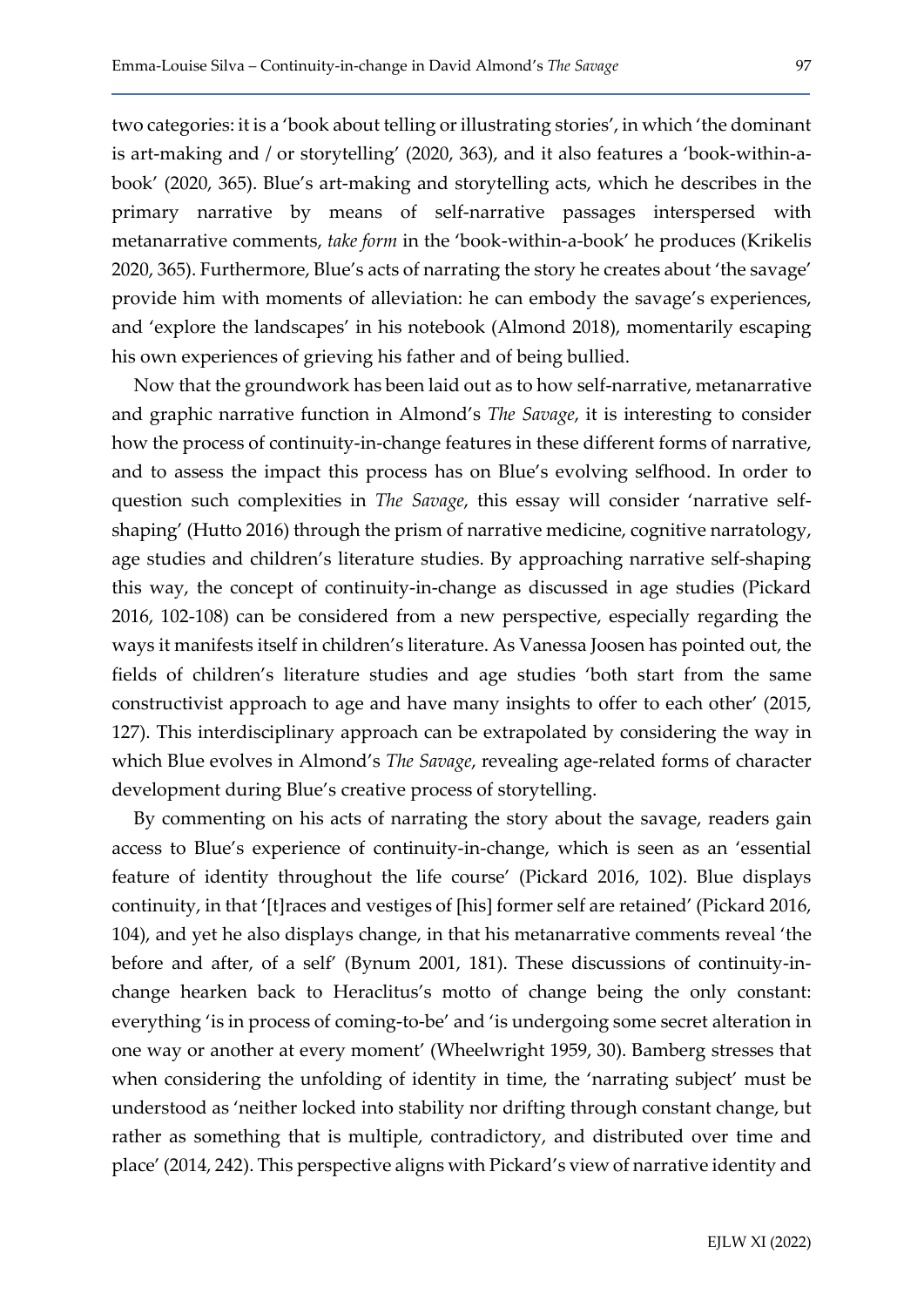two categories: it is a 'book about telling or illustrating stories', in which 'the dominant is art-making and / or storytelling' (2020, 363), and it also features a 'book-within-a-book' (2020, 365). Blue's art-making and storytelling acts, which he describes in the primary narrative by means of self-narrative passages interspersed with metanarrative comments, *take form* in the 'book-within-a-book' he produces (Krikelis 2020, 365). Furthermore, Blue's acts of narrating the story he creates about 'the savage' provide him with moments of alleviation: he can embody the savage's experiences, and 'explore the landscapes' in his notebook (Almond 2018), momentarily escaping his own experiences of grieving his father and of being bullied.

Now that the groundwork has been laid out as to how self-narrative, metanarrative and graphic narrative function in Almond's *The Savage*, it is interesting to consider how the process of continuity-in-change features in these different forms of narrative, and to assess the impact this process has on Blue's evolving selfhood. In order to question such complexities in *The Savage*, this essay will consider 'narrative self-shaping' (Hutto 2016) through the prism of narrative medicine, cognitive narratology, age studies and children's literature studies. By approaching narrative self-shaping this way, the concept of continuity-in-change as discussed in age studies (Pickard 2016, 102-108) can be considered from a new perspective, especially regarding the ways it manifests itself in children's literature. As Vanessa Joosen has pointed out, the fields of children's literature studies and age studies 'both start from the same constructivist approach to age and have many insights to offer to each other' (2015, 127). This interdisciplinary approach can be extrapolated by considering the way in which Blue evolves in Almond's *The Savage*, revealing age-related forms of character development during Blue's creative process of storytelling.

By commenting on his acts of narrating the story about the savage, readers gain access to Blue's experience of continuity-in-change, which is seen as an 'essential feature of identity throughout the life course' (Pickard 2016, 102). Blue displays continuity, in that '[t]races and vestiges of [his] former self are retained' (Pickard 2016, 104), and yet he also displays change, in that his metanarrative comments reveal 'the before and after, of a self' (Bynum 2001, 181). These discussions of continuity-in-change hearken back to Heraclitus's motto of change being the only constant: everything 'is in process of coming-to-be' and 'is undergoing some secret alteration in one way or another at every moment' (Wheelwright 1959, 30). Bamberg stresses that when considering the unfolding of identity in time, the 'narrating subject' must be understood as 'neither locked into stability nor drifting through constant change, but rather as something that is multiple, contradictory, and distributed over time and place' (2014, 242). This perspective aligns with Pickard's view of narrative identity and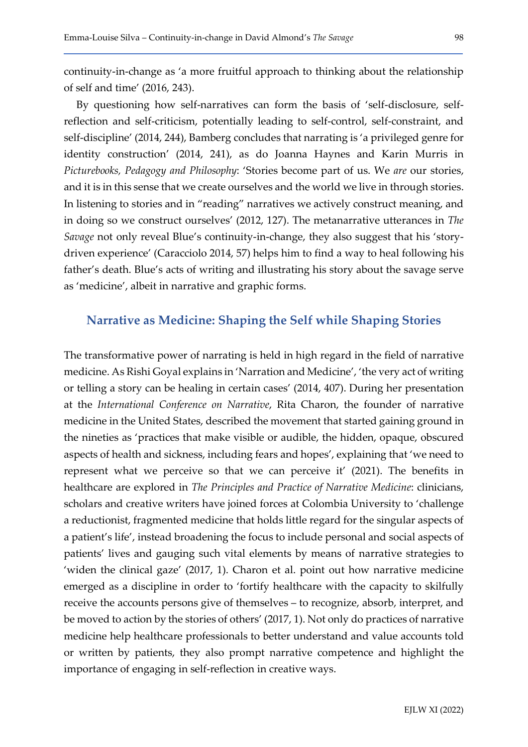continuity-in-change as 'a more fruitful approach to thinking about the relationship of self and time' (2016, 243).

By questioning how self-narratives can form the basis of 'self-disclosure, self-reflection and self-criticism, potentially leading to self-control, self-constraint, and self-discipline' (2014, 244), Bamberg concludes that narrating is 'a privileged genre for identity construction' (2014, 241), as do Joanna Haynes and Karin Murris in *Picturebooks, Pedagogy and Philosophy*: 'Stories become part of us. We *are* our stories, and it is in this sense that we create ourselves and the world we live in through stories. In listening to stories and in "reading" narratives we actively construct meaning, and in doing so we construct ourselves' (2012, 127). The metanarrative utterances in *The Savage* not only reveal Blue's continuity-in-change, they also suggest that his 'story-driven experience' (Caracciolo 2014, 57) helps him to find a way to heal following his father's death. Blue's acts of writing and illustrating his story about the savage serve as 'medicine', albeit in narrative and graphic forms.

## Narrative as Medicine: Shaping the Self while Shaping Stories

The transformative power of narrating is held in high regard in the field of narrative medicine. As Rishi Goyal explains in 'Narration and Medicine', 'the very act of writing or telling a story can be healing in certain cases' (2014, 407). During her presentation at the *International Conference on Narrative*, Rita Charon, the founder of narrative medicine in the United States, described the movement that started gaining ground in the nineties as 'practices that make visible or audible, the hidden, opaque, obscured aspects of health and sickness, including fears and hopes', explaining that 'we need to represent what we perceive so that we can perceive it' (2021). The benefits in healthcare are explored in *The Principles and Practice of Narrative Medicine*: clinicians, scholars and creative writers have joined forces at Colombia University to 'challenge a reductionist, fragmented medicine that holds little regard for the singular aspects of a patient's life', instead broadening the focus to include personal and social aspects of patients' lives and gauging such vital elements by means of narrative strategies to 'widen the clinical gaze' (2017, 1). Charon et al. point out how narrative medicine emerged as a discipline in order to 'fortify healthcare with the capacity to skilfully receive the accounts persons give of themselves – to recognize, absorb, interpret, and be moved to action by the stories of others' (2017, 1). Not only do practices of narrative medicine help healthcare professionals to better understand and value accounts told or written by patients, they also prompt narrative competence and highlight the importance of engaging in self-reflection in creative ways.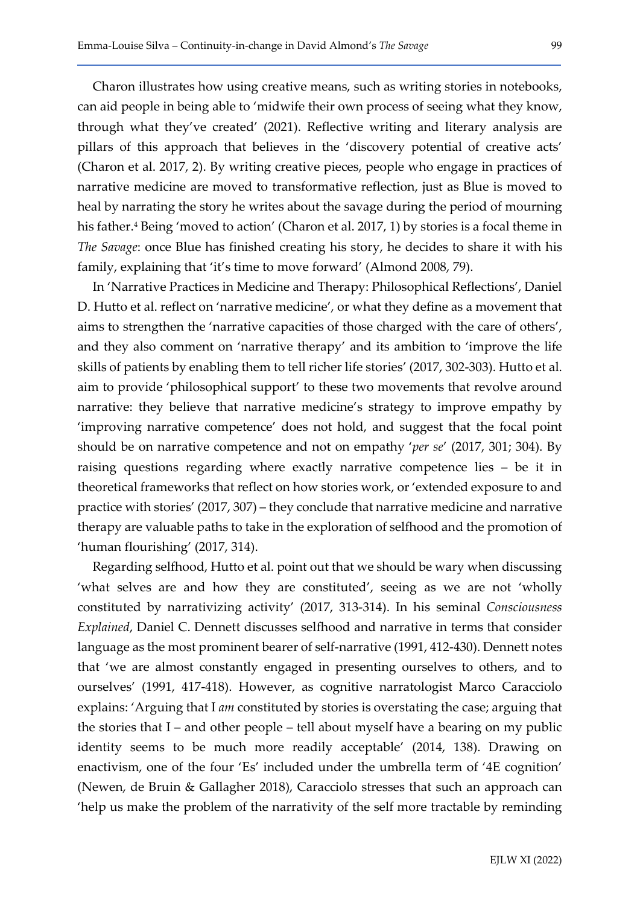Charon illustrates how using creative means, such as writing stories in notebooks, can aid people in being able to 'midwife their own process of seeing what they know, through what they've created' (2021). Reflective writing and literary analysis are pillars of this approach that believes in the 'discovery potential of creative acts' (Charon et al. 2017, 2). By writing creative pieces, people who engage in practices of narrative medicine are moved to transformative reflection, just as Blue is moved to heal by narrating the story he writes about the savage during the period of mourning his father.[4] Being 'moved to action' (Charon et al. 2017, 1) by stories is a focal theme in *The Savage*: once Blue has finished creating his story, he decides to share it with his family, explaining that 'it's time to move forward' (Almond 2008, 79).

In 'Narrative Practices in Medicine and Therapy: Philosophical Reflections', Daniel D. Hutto et al. reflect on 'narrative medicine', or what they define as a movement that aims to strengthen the 'narrative capacities of those charged with the care of others', and they also comment on 'narrative therapy' and its ambition to 'improve the life skills of patients by enabling them to tell richer life stories' (2017, 302-303). Hutto et al. aim to provide 'philosophical support' to these two movements that revolve around narrative: they believe that narrative medicine's strategy to improve empathy by 'improving narrative competence' does not hold, and suggest that the focal point should be on narrative competence and not on empathy '*per se*' (2017, 301; 304). By raising questions regarding where exactly narrative competence lies – be it in theoretical frameworks that reflect on how stories work, or 'extended exposure to and practice with stories' (2017, 307) – they conclude that narrative medicine and narrative therapy are valuable paths to take in the exploration of selfhood and the promotion of 'human flourishing' (2017, 314).

Regarding selfhood, Hutto et al. point out that we should be wary when discussing 'what selves are and how they are constituted', seeing as we are not 'wholly constituted by narrativizing activity' (2017, 313-314). In his seminal *Consciousness Explained*, Daniel C. Dennett discusses selfhood and narrative in terms that consider language as the most prominent bearer of self-narrative (1991, 412-430). Dennett notes that 'we are almost constantly engaged in presenting ourselves to others, and to ourselves' (1991, 417-418). However, as cognitive narratologist Marco Caracciolo explains: 'Arguing that I *am* constituted by stories is overstating the case; arguing that the stories that I – and other people – tell about myself have a bearing on my public identity seems to be much more readily acceptable' (2014, 138). Drawing on enactivism, one of the four 'Es' included under the umbrella term of '4E cognition' (Newen, de Bruin & Gallagher 2018), Caracciolo stresses that such an approach can 'help us make the problem of the narrativity of the self more tractable by reminding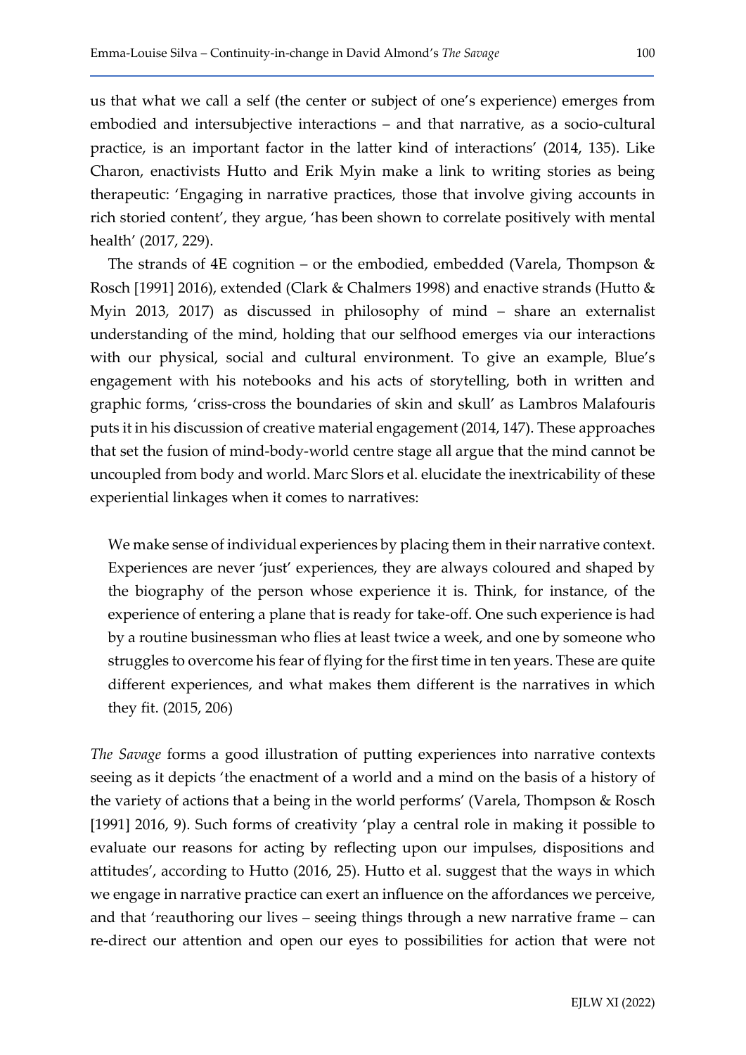us that what we call a self (the center or subject of one's experience) emerges from embodied and intersubjective interactions – and that narrative, as a socio-cultural practice, is an important factor in the latter kind of interactions' (2014, 135). Like Charon, enactivists Hutto and Erik Myin make a link to writing stories as being therapeutic: 'Engaging in narrative practices, those that involve giving accounts in rich storied content', they argue, 'has been shown to correlate positively with mental health' (2017, 229).

The strands of 4E cognition – or the embodied, embedded (Varela, Thompson & Rosch [1991] 2016), extended (Clark & Chalmers 1998) and enactive strands (Hutto & Myin 2013, 2017) as discussed in philosophy of mind – share an externalist understanding of the mind, holding that our selfhood emerges via our interactions with our physical, social and cultural environment. To give an example, Blue's engagement with his notebooks and his acts of storytelling, both in written and graphic forms, 'criss-cross the boundaries of skin and skull' as Lambros Malafouris puts it in his discussion of creative material engagement (2014, 147). These approaches that set the fusion of mind-body-world centre stage all argue that the mind cannot be uncoupled from body and world. Marc Slors et al. elucidate the inextricability of these experiential linkages when it comes to narratives:

> We make sense of individual experiences by placing them in their narrative context. Experiences are never 'just' experiences, they are always coloured and shaped by the biography of the person whose experience it is. Think, for instance, of the experience of entering a plane that is ready for take-off. One such experience is had by a routine businessman who flies at least twice a week, and one by someone who struggles to overcome his fear of flying for the first time in ten years. These are quite different experiences, and what makes them different is the narratives in which they fit. (2015, 206)

*The Savage* forms a good illustration of putting experiences into narrative contexts seeing as it depicts 'the enactment of a world and a mind on the basis of a history of the variety of actions that a being in the world performs' (Varela, Thompson & Rosch [1991] 2016, 9). Such forms of creativity 'play a central role in making it possible to evaluate our reasons for acting by reflecting upon our impulses, dispositions and attitudes', according to Hutto (2016, 25). Hutto et al. suggest that the ways in which we engage in narrative practice can exert an influence on the affordances we perceive, and that 'reauthoring our lives – seeing things through a new narrative frame – can re-direct our attention and open our eyes to possibilities for action that were not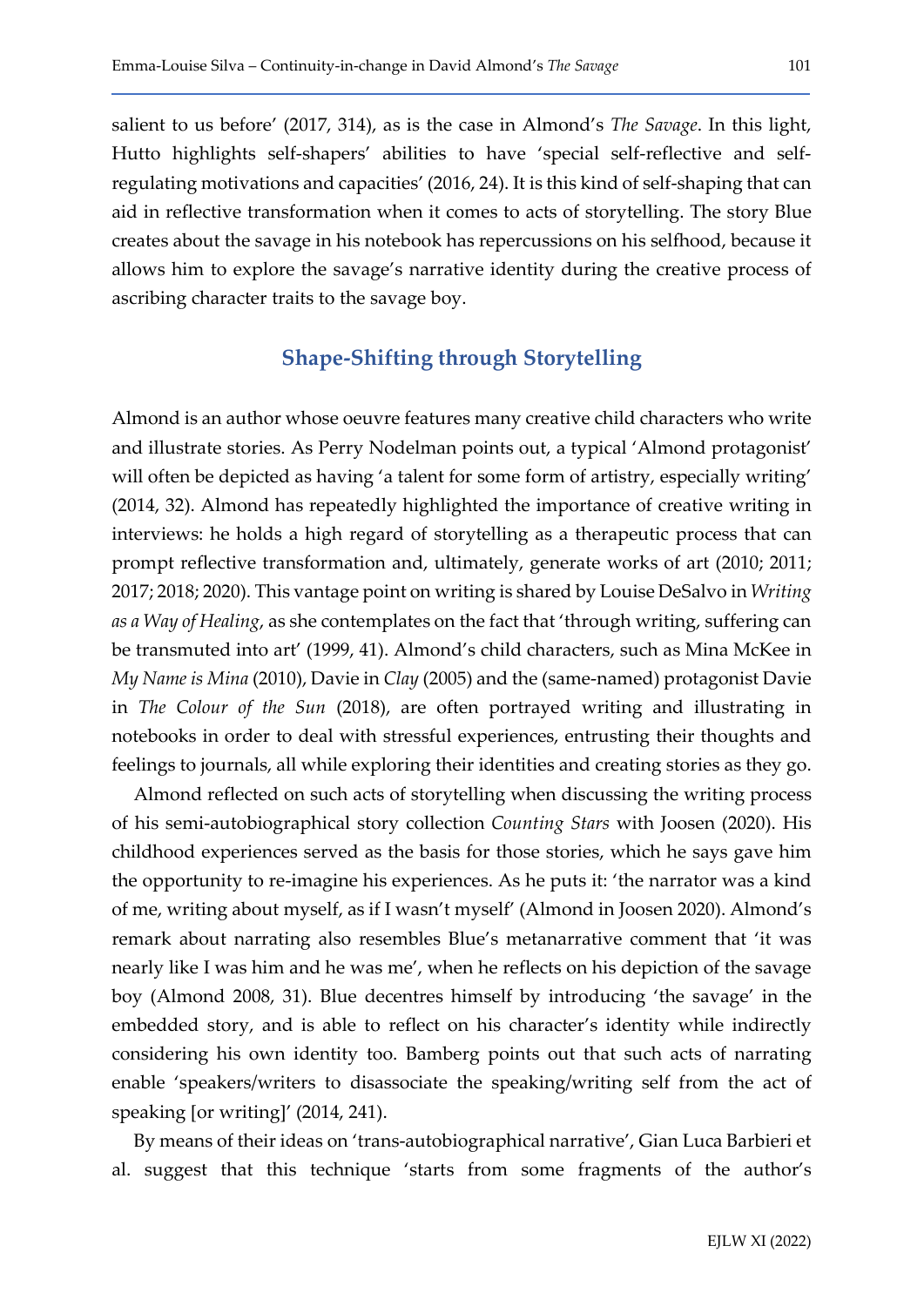salient to us before' (2017, 314), as is the case in Almond's *The Savage*. In this light, Hutto highlights self-shapers' abilities to have 'special self-reflective and self-regulating motivations and capacities' (2016, 24). It is this kind of self-shaping that can aid in reflective transformation when it comes to acts of storytelling. The story Blue creates about the savage in his notebook has repercussions on his selfhood, because it allows him to explore the savage's narrative identity during the creative process of ascribing character traits to the savage boy.

## Shape-Shifting through Storytelling

Almond is an author whose oeuvre features many creative child characters who write and illustrate stories. As Perry Nodelman points out, a typical 'Almond protagonist' will often be depicted as having 'a talent for some form of artistry, especially writing' (2014, 32). Almond has repeatedly highlighted the importance of creative writing in interviews: he holds a high regard of storytelling as a therapeutic process that can prompt reflective transformation and, ultimately, generate works of art (2010; 2011; 2017; 2018; 2020). This vantage point on writing is shared by Louise DeSalvo in *Writing as a Way of Healing*, as she contemplates on the fact that 'through writing, suffering can be transmuted into art' (1999, 41). Almond's child characters, such as Mina McKee in *My Name is Mina* (2010), Davie in *Clay* (2005) and the (same-named) protagonist Davie in *The Colour of the Sun* (2018), are often portrayed writing and illustrating in notebooks in order to deal with stressful experiences, entrusting their thoughts and feelings to journals, all while exploring their identities and creating stories as they go.

Almond reflected on such acts of storytelling when discussing the writing process of his semi-autobiographical story collection *Counting Stars* with Joosen (2020). His childhood experiences served as the basis for those stories, which he says gave him the opportunity to re-imagine his experiences. As he puts it: 'the narrator was a kind of me, writing about myself, as if I wasn't myself' (Almond in Joosen 2020). Almond's remark about narrating also resembles Blue's metanarrative comment that 'it was nearly like I was him and he was me', when he reflects on his depiction of the savage boy (Almond 2008, 31). Blue decentres himself by introducing 'the savage' in the embedded story, and is able to reflect on his character's identity while indirectly considering his own identity too. Bamberg points out that such acts of narrating enable 'speakers/writers to disassociate the speaking/writing self from the act of speaking [or writing]' (2014, 241).

By means of their ideas on 'trans-autobiographical narrative', Gian Luca Barbieri et al. suggest that this technique 'starts from some fragments of the author's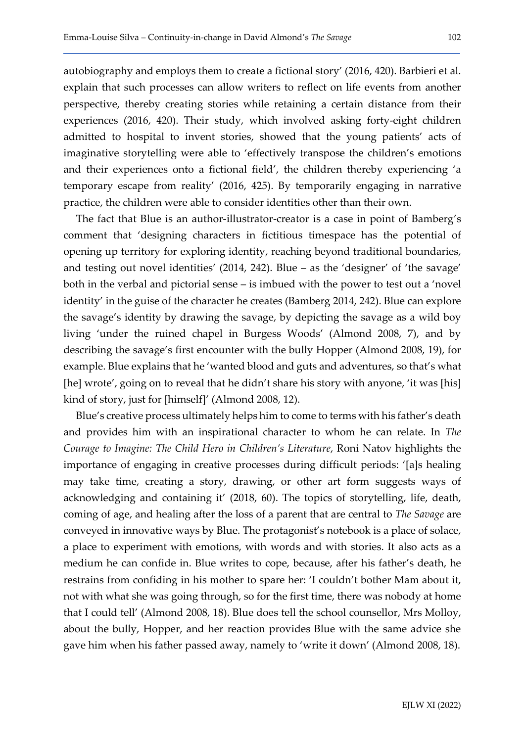autobiography and employs them to create a fictional story' (2016, 420). Barbieri et al. explain that such processes can allow writers to reflect on life events from another perspective, thereby creating stories while retaining a certain distance from their experiences (2016, 420). Their study, which involved asking forty-eight children admitted to hospital to invent stories, showed that the young patients' acts of imaginative storytelling were able to 'effectively transpose the children's emotions and their experiences onto a fictional field', the children thereby experiencing 'a temporary escape from reality' (2016, 425). By temporarily engaging in narrative practice, the children were able to consider identities other than their own.

The fact that Blue is an author-illustrator-creator is a case in point of Bamberg's comment that 'designing characters in fictitious timespace has the potential of opening up territory for exploring identity, reaching beyond traditional boundaries, and testing out novel identities' (2014, 242). Blue – as the 'designer' of 'the savage' both in the verbal and pictorial sense – is imbued with the power to test out a 'novel identity' in the guise of the character he creates (Bamberg 2014, 242). Blue can explore the savage's identity by drawing the savage, by depicting the savage as a wild boy living 'under the ruined chapel in Burgess Woods' (Almond 2008, 7), and by describing the savage's first encounter with the bully Hopper (Almond 2008, 19), for example. Blue explains that he 'wanted blood and guts and adventures, so that's what [he] wrote', going on to reveal that he didn't share his story with anyone, 'it was [his] kind of story, just for [himself]' (Almond 2008, 12).

Blue's creative process ultimately helps him to come to terms with his father's death and provides him with an inspirational character to whom he can relate. In *The Courage to Imagine: The Child Hero in Children's Literature*, Roni Natov highlights the importance of engaging in creative processes during difficult periods: '[a]s healing may take time, creating a story, drawing, or other art form suggests ways of acknowledging and containing it' (2018, 60). The topics of storytelling, life, death, coming of age, and healing after the loss of a parent that are central to *The Savage* are conveyed in innovative ways by Blue. The protagonist's notebook is a place of solace, a place to experiment with emotions, with words and with stories. It also acts as a medium he can confide in. Blue writes to cope, because, after his father's death, he restrains from confiding in his mother to spare her: 'I couldn't bother Mam about it, not with what she was going through, so for the first time, there was nobody at home that I could tell' (Almond 2008, 18). Blue does tell the school counsellor, Mrs Molloy, about the bully, Hopper, and her reaction provides Blue with the same advice she gave him when his father passed away, namely to 'write it down' (Almond 2008, 18).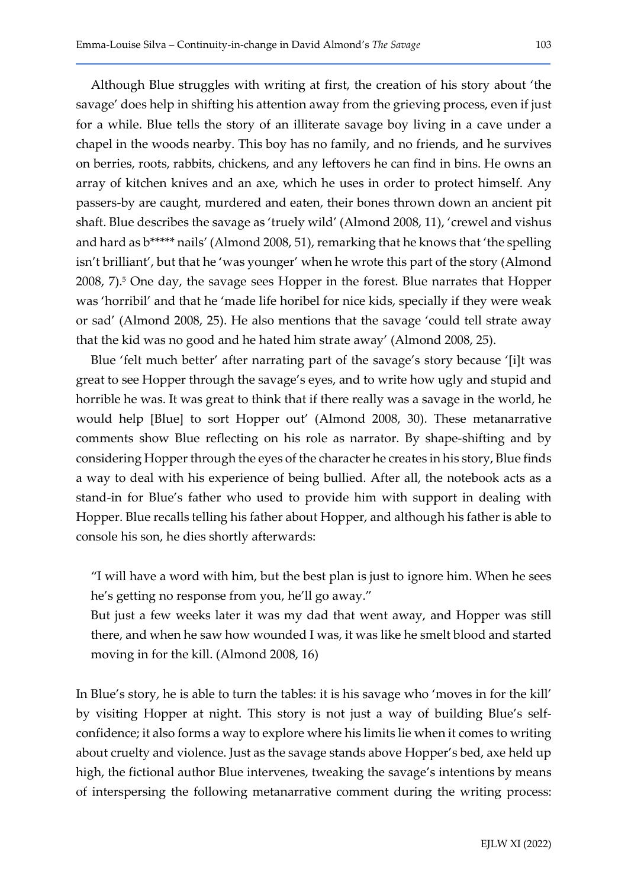Although Blue struggles with writing at first, the creation of his story about 'the savage' does help in shifting his attention away from the grieving process, even if just for a while. Blue tells the story of an illiterate savage boy living in a cave under a chapel in the woods nearby. This boy has no family, and no friends, and he survives on berries, roots, rabbits, chickens, and any leftovers he can find in bins. He owns an array of kitchen knives and an axe, which he uses in order to protect himself. Any passers-by are caught, murdered and eaten, their bones thrown down an ancient pit shaft. Blue describes the savage as 'truely wild' (Almond 2008, 11), 'crewel and vishus and hard as b***** nails' (Almond 2008, 51), remarking that he knows that 'the spelling isn't brilliant', but that he 'was younger' when he wrote this part of the story (Almond 2008, 7).[5] One day, the savage sees Hopper in the forest. Blue narrates that Hopper was 'horribil' and that he 'made life horibel for nice kids, specially if they were weak or sad' (Almond 2008, 25). He also mentions that the savage 'could tell strate away that the kid was no good and he hated him strate away' (Almond 2008, 25).

Blue 'felt much better' after narrating part of the savage's story because '[i]t was great to see Hopper through the savage's eyes, and to write how ugly and stupid and horrible he was. It was great to think that if there really was a savage in the world, he would help [Blue] to sort Hopper out' (Almond 2008, 30). These metanarrative comments show Blue reflecting on his role as narrator. By shape-shifting and by considering Hopper through the eyes of the character he creates in his story, Blue finds a way to deal with his experience of being bullied. After all, the notebook acts as a stand-in for Blue's father who used to provide him with support in dealing with Hopper. Blue recalls telling his father about Hopper, and although his father is able to console his son, he dies shortly afterwards:

> "I will have a word with him, but the best plan is just to ignore him. When he sees he's getting no response from you, he'll go away."
>
> But just a few weeks later it was my dad that went away, and Hopper was still there, and when he saw how wounded I was, it was like he smelt blood and started moving in for the kill. (Almond 2008, 16)

In Blue's story, he is able to turn the tables: it is his savage who 'moves in for the kill' by visiting Hopper at night. This story is not just a way of building Blue's self-confidence; it also forms a way to explore where his limits lie when it comes to writing about cruelty and violence. Just as the savage stands above Hopper's bed, axe held up high, the fictional author Blue intervenes, tweaking the savage's intentions by means of interspersing the following metanarrative comment during the writing process: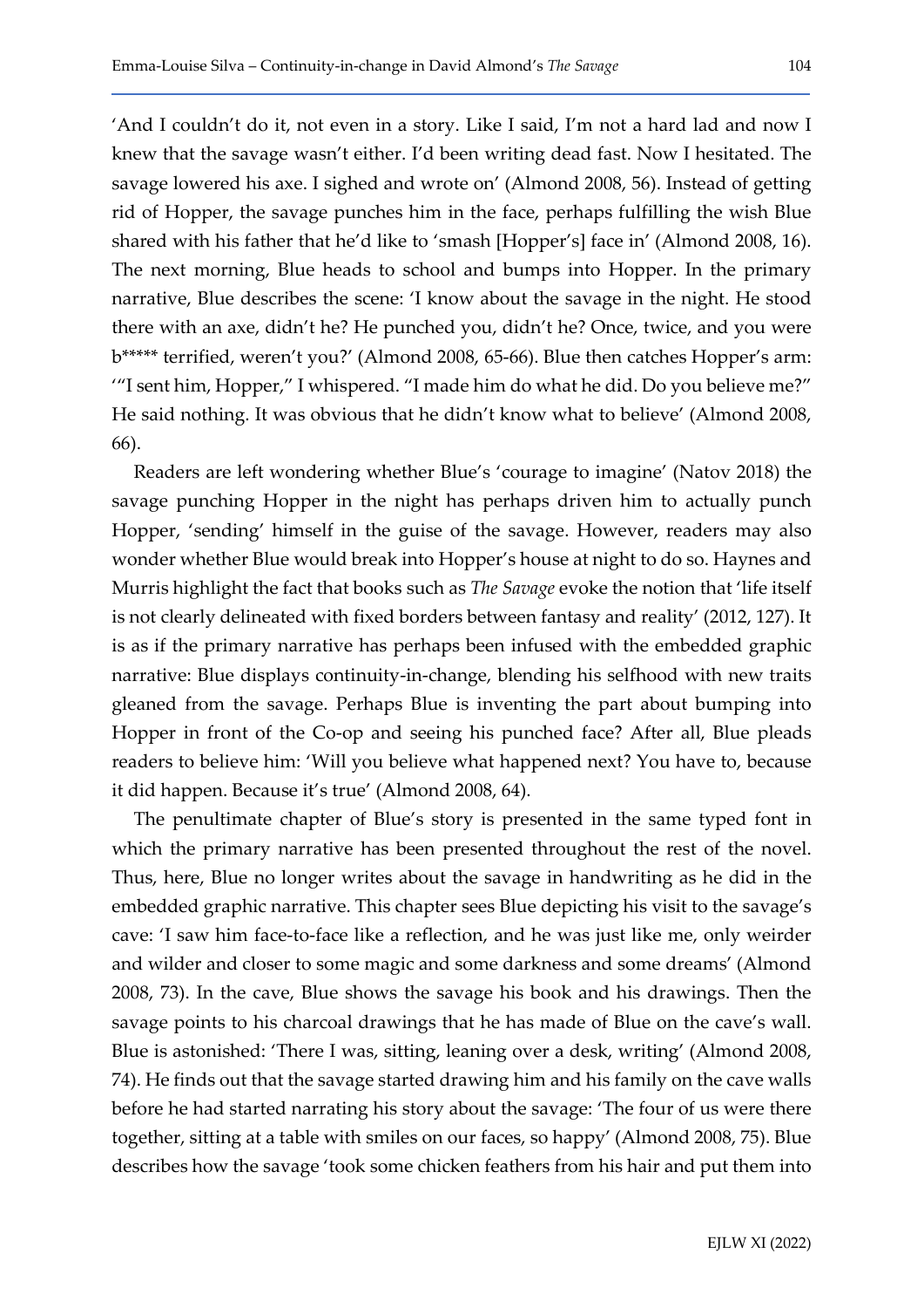'And I couldn't do it, not even in a story. Like I said, I'm not a hard lad and now I knew that the savage wasn't either. I'd been writing dead fast. Now I hesitated. The savage lowered his axe. I sighed and wrote on' (Almond 2008, 56). Instead of getting rid of Hopper, the savage punches him in the face, perhaps fulfilling the wish Blue shared with his father that he'd like to 'smash [Hopper's] face in' (Almond 2008, 16). The next morning, Blue heads to school and bumps into Hopper. In the primary narrative, Blue describes the scene: 'I know about the savage in the night. He stood there with an axe, didn't he? He punched you, didn't he? Once, twice, and you were b***** terrified, weren't you?' (Almond 2008, 65-66). Blue then catches Hopper's arm: '"I sent him, Hopper," I whispered. "I made him do what he did. Do you believe me?" He said nothing. It was obvious that he didn't know what to believe' (Almond 2008, 66).

Readers are left wondering whether Blue's 'courage to imagine' (Natov 2018) the savage punching Hopper in the night has perhaps driven him to actually punch Hopper, 'sending' himself in the guise of the savage. However, readers may also wonder whether Blue would break into Hopper's house at night to do so. Haynes and Murris highlight the fact that books such as *The Savage* evoke the notion that 'life itself is not clearly delineated with fixed borders between fantasy and reality' (2012, 127). It is as if the primary narrative has perhaps been infused with the embedded graphic narrative: Blue displays continuity-in-change, blending his selfhood with new traits gleaned from the savage. Perhaps Blue is inventing the part about bumping into Hopper in front of the Co-op and seeing his punched face? After all, Blue pleads readers to believe him: 'Will you believe what happened next? You have to, because it did happen. Because it's true' (Almond 2008, 64).

The penultimate chapter of Blue's story is presented in the same typed font in which the primary narrative has been presented throughout the rest of the novel. Thus, here, Blue no longer writes about the savage in handwriting as he did in the embedded graphic narrative. This chapter sees Blue depicting his visit to the savage's cave: 'I saw him face-to-face like a reflection, and he was just like me, only weirder and wilder and closer to some magic and some darkness and some dreams' (Almond 2008, 73). In the cave, Blue shows the savage his book and his drawings. Then the savage points to his charcoal drawings that he has made of Blue on the cave's wall. Blue is astonished: 'There I was, sitting, leaning over a desk, writing' (Almond 2008, 74). He finds out that the savage started drawing him and his family on the cave walls before he had started narrating his story about the savage: 'The four of us were there together, sitting at a table with smiles on our faces, so happy' (Almond 2008, 75). Blue describes how the savage 'took some chicken feathers from his hair and put them into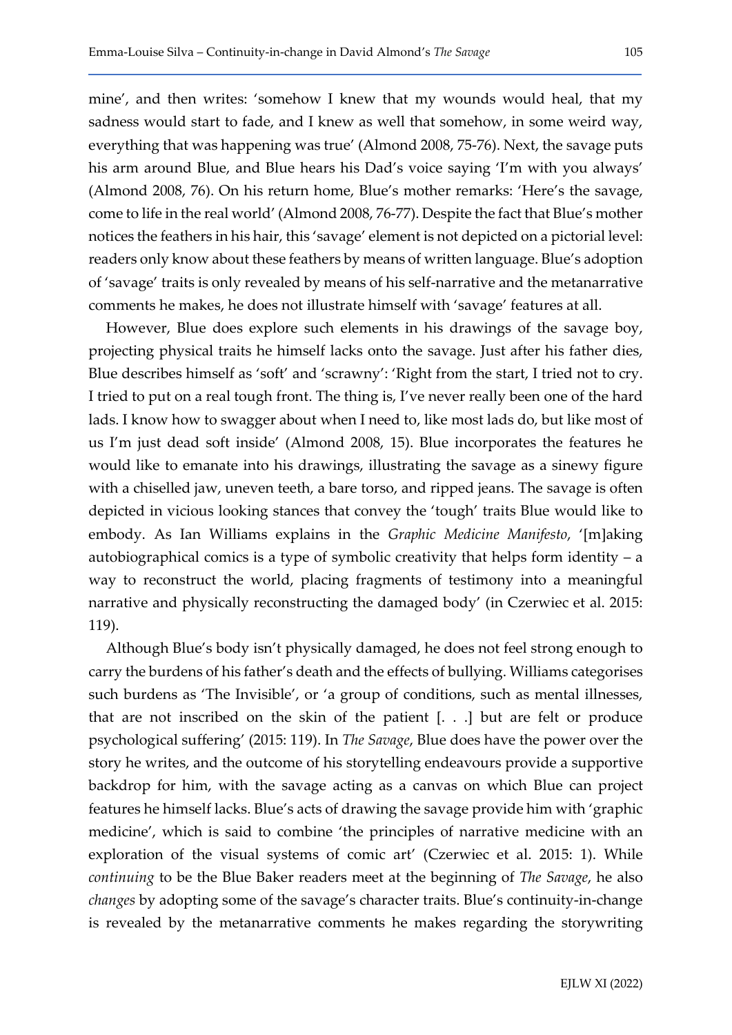mine', and then writes: 'somehow I knew that my wounds would heal, that my sadness would start to fade, and I knew as well that somehow, in some weird way, everything that was happening was true' (Almond 2008, 75-76). Next, the savage puts his arm around Blue, and Blue hears his Dad's voice saying 'I'm with you always' (Almond 2008, 76). On his return home, Blue's mother remarks: 'Here's the savage, come to life in the real world' (Almond 2008, 76-77). Despite the fact that Blue's mother notices the feathers in his hair, this 'savage' element is not depicted on a pictorial level: readers only know about these feathers by means of written language. Blue's adoption of 'savage' traits is only revealed by means of his self-narrative and the metanarrative comments he makes, he does not illustrate himself with 'savage' features at all.

However, Blue does explore such elements in his drawings of the savage boy, projecting physical traits he himself lacks onto the savage. Just after his father dies, Blue describes himself as 'soft' and 'scrawny': 'Right from the start, I tried not to cry. I tried to put on a real tough front. The thing is, I've never really been one of the hard lads. I know how to swagger about when I need to, like most lads do, but like most of us I'm just dead soft inside' (Almond 2008, 15). Blue incorporates the features he would like to emanate into his drawings, illustrating the savage as a sinewy figure with a chiselled jaw, uneven teeth, a bare torso, and ripped jeans. The savage is often depicted in vicious looking stances that convey the 'tough' traits Blue would like to embody. As Ian Williams explains in the *Graphic Medicine Manifesto*, '[m]aking autobiographical comics is a type of symbolic creativity that helps form identity – a way to reconstruct the world, placing fragments of testimony into a meaningful narrative and physically reconstructing the damaged body' (in Czerwiec et al. 2015: 119).

Although Blue's body isn't physically damaged, he does not feel strong enough to carry the burdens of his father's death and the effects of bullying. Williams categorises such burdens as 'The Invisible', or 'a group of conditions, such as mental illnesses, that are not inscribed on the skin of the patient [. . .] but are felt or produce psychological suffering' (2015: 119). In *The Savage*, Blue does have the power over the story he writes, and the outcome of his storytelling endeavours provide a supportive backdrop for him, with the savage acting as a canvas on which Blue can project features he himself lacks. Blue's acts of drawing the savage provide him with 'graphic medicine', which is said to combine 'the principles of narrative medicine with an exploration of the visual systems of comic art' (Czerwiec et al. 2015: 1). While *continuing* to be the Blue Baker readers meet at the beginning of *The Savage*, he also *changes* by adopting some of the savage's character traits. Blue's continuity-in-change is revealed by the metanarrative comments he makes regarding the storywriting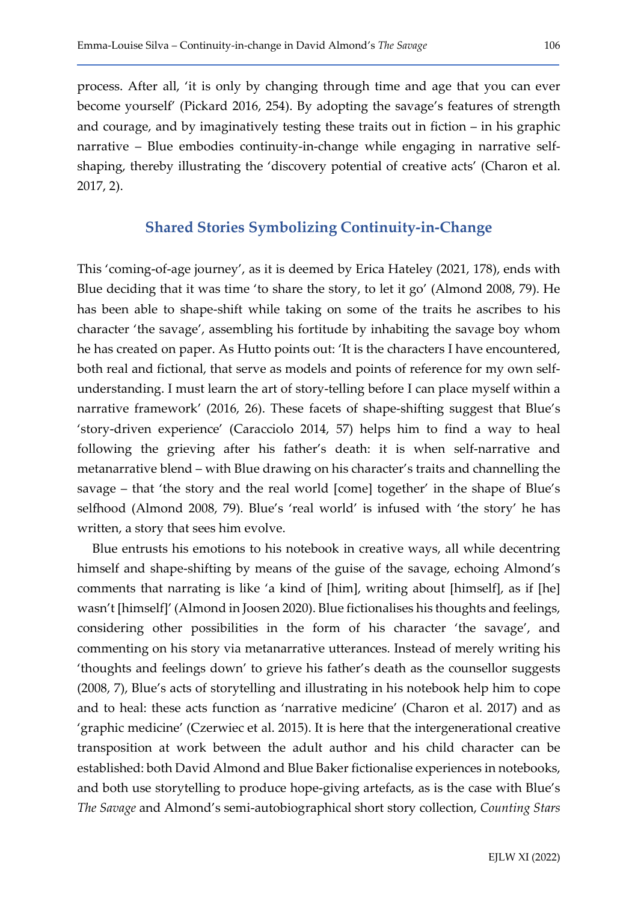process. After all, 'it is only by changing through time and age that you can ever become yourself' (Pickard 2016, 254). By adopting the savage's features of strength and courage, and by imaginatively testing these traits out in fiction – in his graphic narrative – Blue embodies continuity-in-change while engaging in narrative self-shaping, thereby illustrating the 'discovery potential of creative acts' (Charon et al. 2017, 2).

## Shared Stories Symbolizing Continuity-in-Change

This 'coming-of-age journey', as it is deemed by Erica Hateley (2021, 178), ends with Blue deciding that it was time 'to share the story, to let it go' (Almond 2008, 79). He has been able to shape-shift while taking on some of the traits he ascribes to his character 'the savage', assembling his fortitude by inhabiting the savage boy whom he has created on paper. As Hutto points out: 'It is the characters I have encountered, both real and fictional, that serve as models and points of reference for my own self-understanding. I must learn the art of story-telling before I can place myself within a narrative framework' (2016, 26). These facets of shape-shifting suggest that Blue's 'story-driven experience' (Caracciolo 2014, 57) helps him to find a way to heal following the grieving after his father's death: it is when self-narrative and metanarrative blend – with Blue drawing on his character's traits and channelling the savage – that 'the story and the real world [come] together' in the shape of Blue's selfhood (Almond 2008, 79). Blue's 'real world' is infused with 'the story' he has written, a story that sees him evolve.

Blue entrusts his emotions to his notebook in creative ways, all while decentring himself and shape-shifting by means of the guise of the savage, echoing Almond's comments that narrating is like 'a kind of [him], writing about [himself], as if [he] wasn't [himself]' (Almond in Joosen 2020). Blue fictionalises his thoughts and feelings, considering other possibilities in the form of his character 'the savage', and commenting on his story via metanarrative utterances. Instead of merely writing his 'thoughts and feelings down' to grieve his father's death as the counsellor suggests (2008, 7), Blue's acts of storytelling and illustrating in his notebook help him to cope and to heal: these acts function as 'narrative medicine' (Charon et al. 2017) and as 'graphic medicine' (Czerwiec et al. 2015). It is here that the intergenerational creative transposition at work between the adult author and his child character can be established: both David Almond and Blue Baker fictionalise experiences in notebooks, and both use storytelling to produce hope-giving artefacts, as is the case with Blue's *The Savage* and Almond's semi-autobiographical short story collection, *Counting Stars*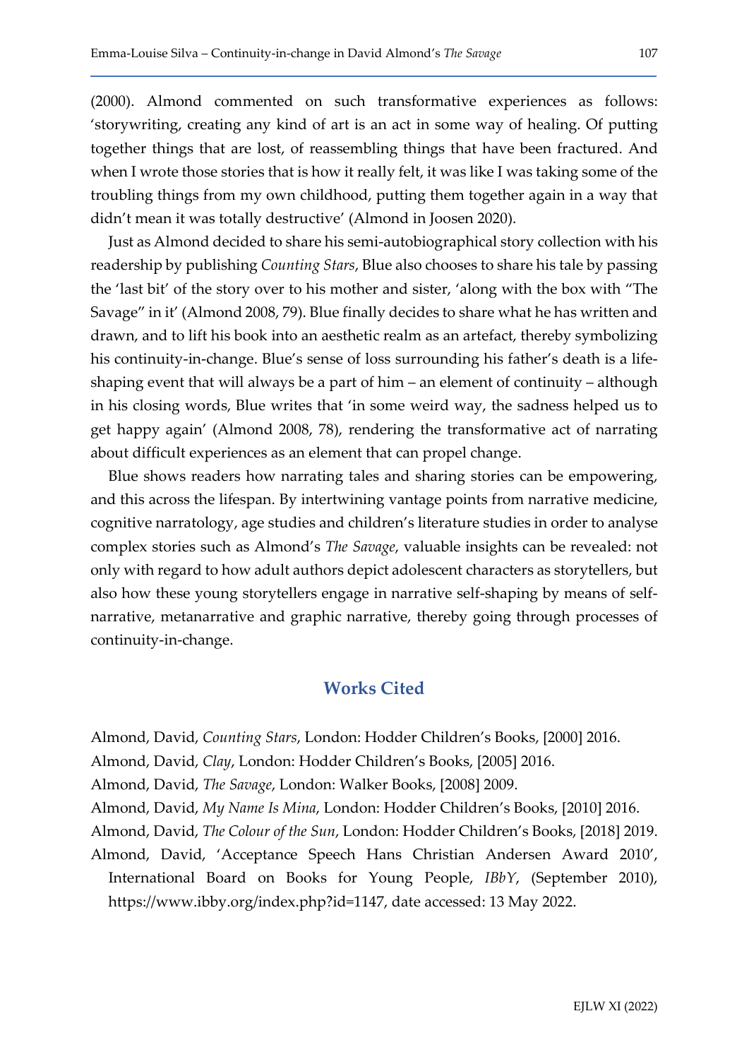(2000). Almond commented on such transformative experiences as follows: 'storywriting, creating any kind of art is an act in some way of healing. Of putting together things that are lost, of reassembling things that have been fractured. And when I wrote those stories that is how it really felt, it was like I was taking some of the troubling things from my own childhood, putting them together again in a way that didn't mean it was totally destructive' (Almond in Joosen 2020).

Just as Almond decided to share his semi-autobiographical story collection with his readership by publishing *Counting Stars*, Blue also chooses to share his tale by passing the 'last bit' of the story over to his mother and sister, 'along with the box with "The Savage" in it' (Almond 2008, 79). Blue finally decides to share what he has written and drawn, and to lift his book into an aesthetic realm as an artefact, thereby symbolizing his continuity-in-change. Blue's sense of loss surrounding his father's death is a life-shaping event that will always be a part of him – an element of continuity – although in his closing words, Blue writes that 'in some weird way, the sadness helped us to get happy again' (Almond 2008, 78), rendering the transformative act of narrating about difficult experiences as an element that can propel change.

Blue shows readers how narrating tales and sharing stories can be empowering, and this across the lifespan. By intertwining vantage points from narrative medicine, cognitive narratology, age studies and children's literature studies in order to analyse complex stories such as Almond's *The Savage*, valuable insights can be revealed: not only with regard to how adult authors depict adolescent characters as storytellers, but also how these young storytellers engage in narrative self-shaping by means of self-narrative, metanarrative and graphic narrative, thereby going through processes of continuity-in-change.

## Works Cited

Almond, David, *Counting Stars*, London: Hodder Children's Books, [2000] 2016.

Almond, David, *Clay*, London: Hodder Children's Books, [2005] 2016.

Almond, David, *The Savage*, London: Walker Books, [2008] 2009.

Almond, David, *My Name Is Mina*, London: Hodder Children's Books, [2010] 2016.

Almond, David, *The Colour of the Sun*, London: Hodder Children's Books, [2018] 2019.

Almond, David, 'Acceptance Speech Hans Christian Andersen Award 2010', International Board on Books for Young People, *IBbY*, (September 2010), https://www.ibby.org/index.php?id=1147, date accessed: 13 May 2022.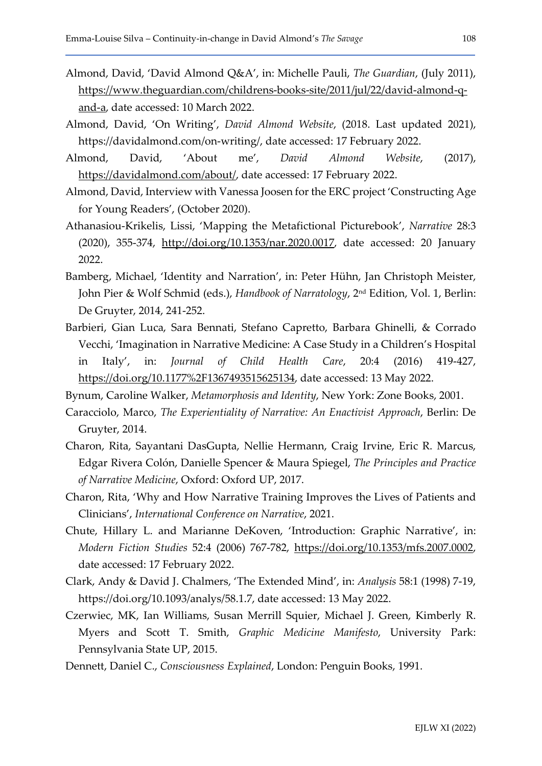Almond, David, 'David Almond Q&A', in: Michelle Pauli, *The Guardian*, (July 2011), https://www.theguardian.com/childrens-books-site/2011/jul/22/david-almond-q-and-a, date accessed: 10 March 2022.

Almond, David, 'On Writing', *David Almond Website*, (2018. Last updated 2021), https://davidalmond.com/on-writing/, date accessed: 17 February 2022.

Almond, David, 'About me', *David Almond Website*, (2017), https://davidalmond.com/about/, date accessed: 17 February 2022.

Almond, David, Interview with Vanessa Joosen for the ERC project 'Constructing Age for Young Readers', (October 2020).

Athanasiou-Krikelis, Lissi, 'Mapping the Metafictional Picturebook', *Narrative* 28:3 (2020), 355-374, http://doi.org/10.1353/nar.2020.0017, date accessed: 20 January 2022.

Bamberg, Michael, 'Identity and Narration', in: Peter Hühn, Jan Christoph Meister, John Pier & Wolf Schmid (eds.), *Handbook of Narratology*, 2nd Edition, Vol. 1, Berlin: De Gruyter, 2014, 241-252.

Barbieri, Gian Luca, Sara Bennati, Stefano Capretto, Barbara Ghinelli, & Corrado Vecchi, 'Imagination in Narrative Medicine: A Case Study in a Children's Hospital in Italy', in: *Journal of Child Health Care*, 20:4 (2016) 419-427, https://doi.org/10.1177%2F1367493515625134, date accessed: 13 May 2022.

Bynum, Caroline Walker, *Metamorphosis and Identity*, New York: Zone Books, 2001.

Caracciolo, Marco, *The Experientiality of Narrative: An Enactivist Approach*, Berlin: De Gruyter, 2014.

Charon, Rita, Sayantani DasGupta, Nellie Hermann, Craig Irvine, Eric R. Marcus, Edgar Rivera Colón, Danielle Spencer & Maura Spiegel, *The Principles and Practice of Narrative Medicine*, Oxford: Oxford UP, 2017.

Charon, Rita, 'Why and How Narrative Training Improves the Lives of Patients and Clinicians', *International Conference on Narrative*, 2021.

Chute, Hillary L. and Marianne DeKoven, 'Introduction: Graphic Narrative', in: *Modern Fiction Studies* 52:4 (2006) 767-782, https://doi.org/10.1353/mfs.2007.0002, date accessed: 17 February 2022.

Clark, Andy & David J. Chalmers, 'The Extended Mind', in: *Analysis* 58:1 (1998) 7-19, https://doi.org/10.1093/analys/58.1.7, date accessed: 13 May 2022.

Czerwiec, MK, Ian Williams, Susan Merrill Squier, Michael J. Green, Kimberly R. Myers and Scott T. Smith, *Graphic Medicine Manifesto*, University Park: Pennsylvania State UP, 2015.

Dennett, Daniel C., *Consciousness Explained*, London: Penguin Books, 1991.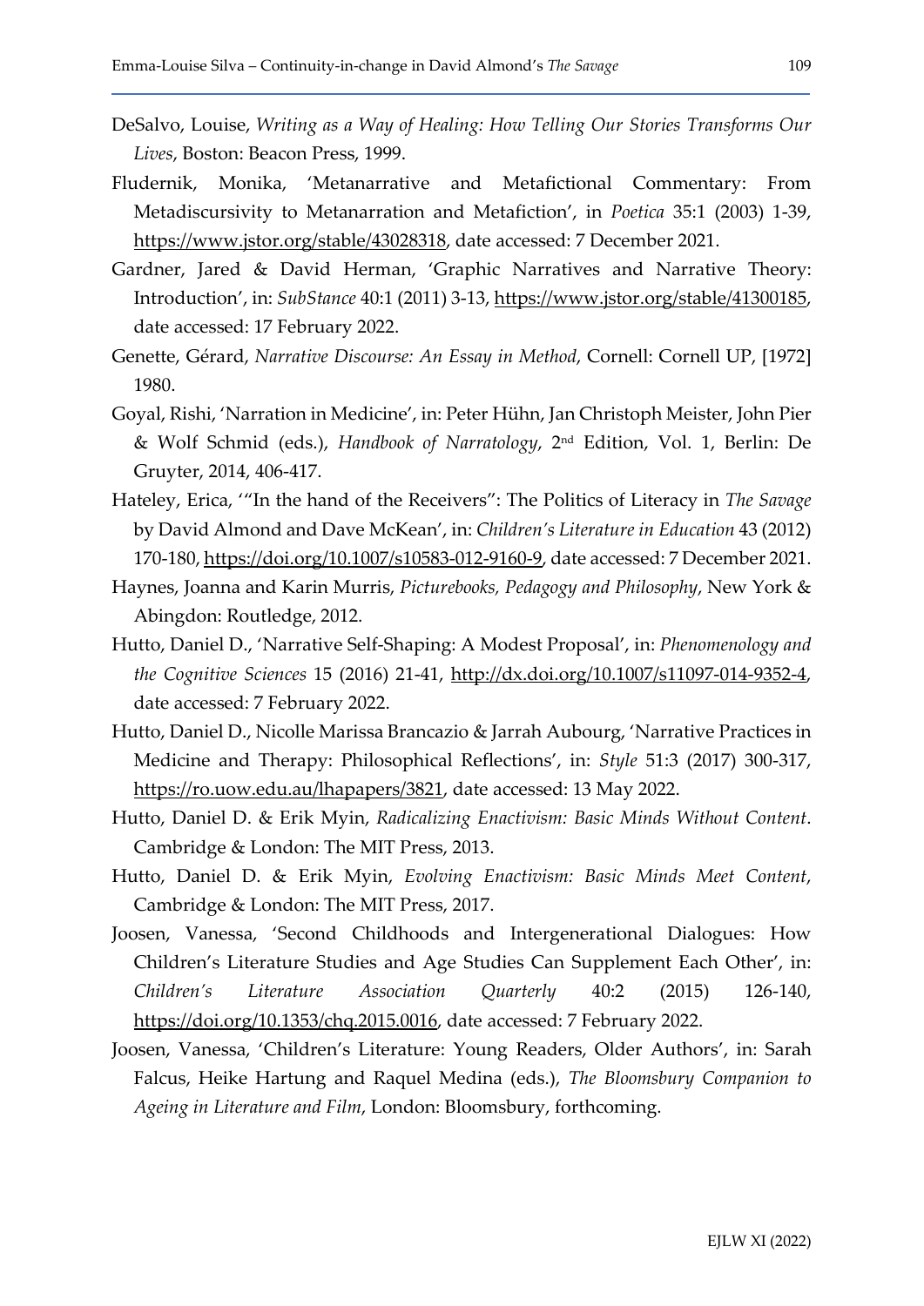DeSalvo, Louise, *Writing as a Way of Healing: How Telling Our Stories Transforms Our Lives*, Boston: Beacon Press, 1999.

Fludernik, Monika, 'Metanarrative and Metafictional Commentary: From Metadiscursivity to Metanarration and Metafiction', in *Poetica* 35:1 (2003) 1-39, https://www.jstor.org/stable/43028318, date accessed: 7 December 2021.

Gardner, Jared & David Herman, 'Graphic Narratives and Narrative Theory: Introduction', in: *SubStance* 40:1 (2011) 3-13, https://www.jstor.org/stable/41300185, date accessed: 17 February 2022.

Genette, Gérard, *Narrative Discourse: An Essay in Method*, Cornell: Cornell UP, [1972] 1980.

Goyal, Rishi, 'Narration in Medicine', in: Peter Hühn, Jan Christoph Meister, John Pier & Wolf Schmid (eds.), *Handbook of Narratology*, 2nd Edition, Vol. 1, Berlin: De Gruyter, 2014, 406-417.

Hateley, Erica, '"In the hand of the Receivers": The Politics of Literacy in *The Savage* by David Almond and Dave McKean', in: *Children's Literature in Education* 43 (2012) 170-180, https://doi.org/10.1007/s10583-012-9160-9, date accessed: 7 December 2021.

Haynes, Joanna and Karin Murris, *Picturebooks, Pedagogy and Philosophy*, New York & Abingdon: Routledge, 2012.

Hutto, Daniel D., 'Narrative Self-Shaping: A Modest Proposal', in: *Phenomenology and the Cognitive Sciences* 15 (2016) 21-41, http://dx.doi.org/10.1007/s11097-014-9352-4, date accessed: 7 February 2022.

Hutto, Daniel D., Nicolle Marissa Brancazio & Jarrah Aubourg, 'Narrative Practices in Medicine and Therapy: Philosophical Reflections', in: *Style* 51:3 (2017) 300-317, https://ro.uow.edu.au/lhapapers/3821, date accessed: 13 May 2022.

Hutto, Daniel D. & Erik Myin, *Radicalizing Enactivism: Basic Minds Without Content*. Cambridge & London: The MIT Press, 2013.

Hutto, Daniel D. & Erik Myin, *Evolving Enactivism: Basic Minds Meet Content*, Cambridge & London: The MIT Press, 2017.

Joosen, Vanessa, 'Second Childhoods and Intergenerational Dialogues: How Children's Literature Studies and Age Studies Can Supplement Each Other', in: *Children's Literature Association Quarterly* 40:2 (2015) 126-140, https://doi.org/10.1353/chq.2015.0016, date accessed: 7 February 2022.

Joosen, Vanessa, 'Children's Literature: Young Readers, Older Authors', in: Sarah Falcus, Heike Hartung and Raquel Medina (eds.), *The Bloomsbury Companion to Ageing in Literature and Film*, London: Bloomsbury, forthcoming.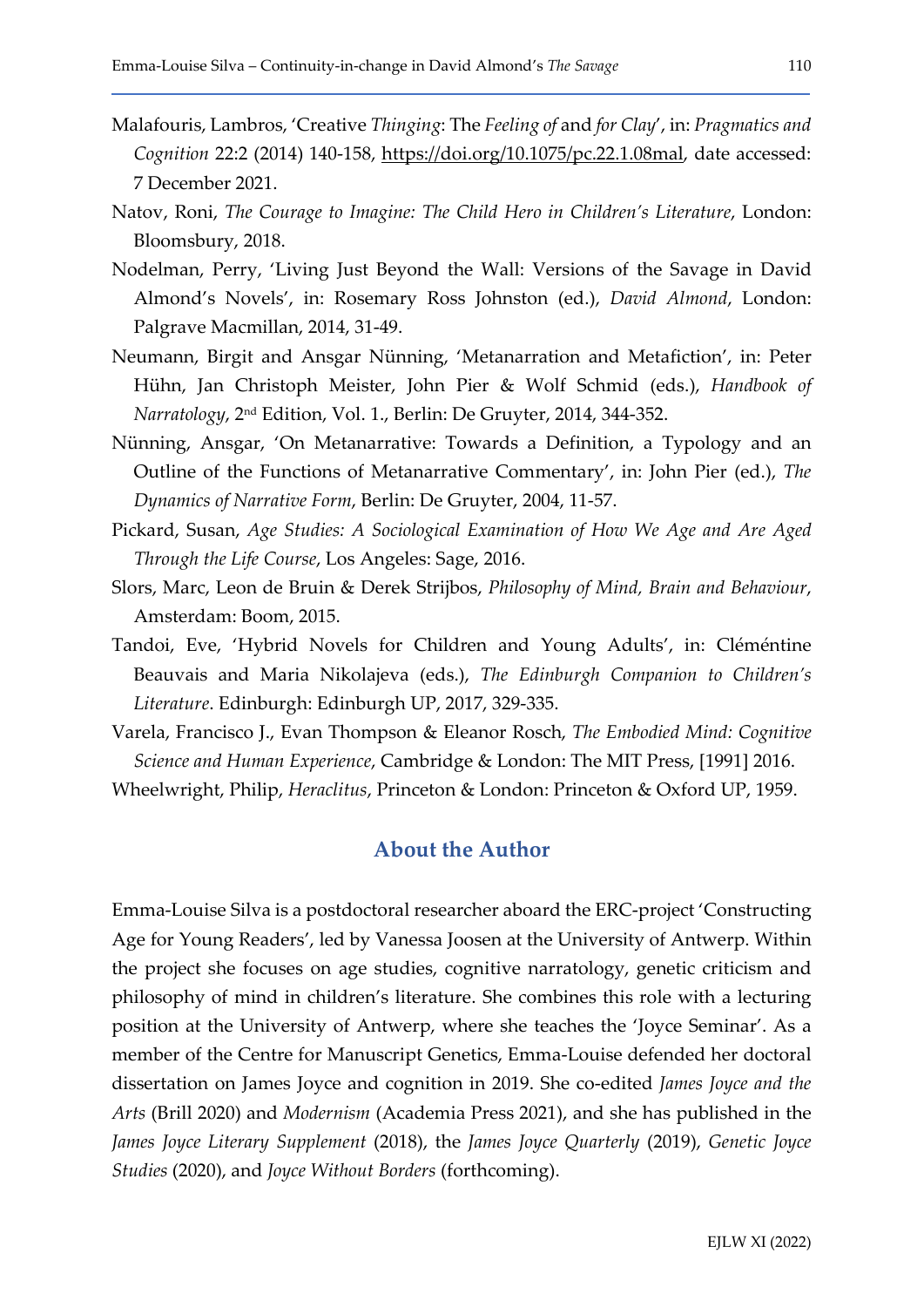Malafouris, Lambros, 'Creative *Thinging*: The *Feeling of* and *for Clay*', in: *Pragmatics and Cognition* 22:2 (2014) 140-158, https://doi.org/10.1075/pc.22.1.08mal, date accessed: 7 December 2021.

Natov, Roni, *The Courage to Imagine: The Child Hero in Children's Literature*, London: Bloomsbury, 2018.

Nodelman, Perry, 'Living Just Beyond the Wall: Versions of the Savage in David Almond's Novels', in: Rosemary Ross Johnston (ed.), *David Almond*, London: Palgrave Macmillan, 2014, 31-49.

Neumann, Birgit and Ansgar Nünning, 'Metanarration and Metafiction', in: Peter Hühn, Jan Christoph Meister, John Pier & Wolf Schmid (eds.), *Handbook of Narratology*, 2nd Edition, Vol. 1., Berlin: De Gruyter, 2014, 344-352.

Nünning, Ansgar, 'On Metanarrative: Towards a Definition, a Typology and an Outline of the Functions of Metanarrative Commentary', in: John Pier (ed.), *The Dynamics of Narrative Form*, Berlin: De Gruyter, 2004, 11-57.

Pickard, Susan, *Age Studies: A Sociological Examination of How We Age and Are Aged Through the Life Course*, Los Angeles: Sage, 2016.

Slors, Marc, Leon de Bruin & Derek Strijbos, *Philosophy of Mind, Brain and Behaviour*, Amsterdam: Boom, 2015.

Tandoi, Eve, 'Hybrid Novels for Children and Young Adults', in: Cléméntine Beauvais and Maria Nikolajeva (eds.), *The Edinburgh Companion to Children's Literature*. Edinburgh: Edinburgh UP, 2017, 329-335.

Varela, Francisco J., Evan Thompson & Eleanor Rosch, *The Embodied Mind: Cognitive Science and Human Experience*, Cambridge & London: The MIT Press, [1991] 2016.

Wheelwright, Philip, *Heraclitus*, Princeton & London: Princeton & Oxford UP, 1959.

## About the Author

Emma-Louise Silva is a postdoctoral researcher aboard the ERC-project 'Constructing Age for Young Readers', led by Vanessa Joosen at the University of Antwerp. Within the project she focuses on age studies, cognitive narratology, genetic criticism and philosophy of mind in children's literature. She combines this role with a lecturing position at the University of Antwerp, where she teaches the 'Joyce Seminar'. As a member of the Centre for Manuscript Genetics, Emma-Louise defended her doctoral dissertation on James Joyce and cognition in 2019. She co-edited *James Joyce and the Arts* (Brill 2020) and *Modernism* (Academia Press 2021), and she has published in the *James Joyce Literary Supplement* (2018), the *James Joyce Quarterly* (2019), *Genetic Joyce Studies* (2020), and *Joyce Without Borders* (forthcoming).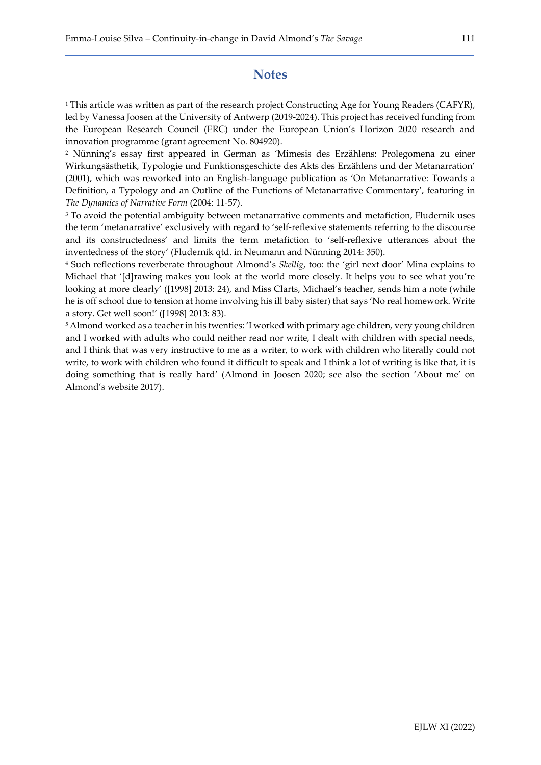## Notes

[1] This article was written as part of the research project Constructing Age for Young Readers (CAFYR), led by Vanessa Joosen at the University of Antwerp (2019-2024). This project has received funding from the European Research Council (ERC) under the European Union's Horizon 2020 research and innovation programme (grant agreement No. 804920).

[2] Nünning's essay first appeared in German as 'Mimesis des Erzählens: Prolegomena zu einer Wirkungsästhetik, Typologie und Funktionsgeschicte des Akts des Erzählens und der Metanarration' (2001), which was reworked into an English-language publication as 'On Metanarrative: Towards a Definition, a Typology and an Outline of the Functions of Metanarrative Commentary', featuring in *The Dynamics of Narrative Form* (2004: 11-57).

[3] To avoid the potential ambiguity between metanarrative comments and metafiction, Fludernik uses the term 'metanarrative' exclusively with regard to 'self-reflexive statements referring to the discourse and its constructedness' and limits the term metafiction to 'self-reflexive utterances about the inventedness of the story' (Fludernik qtd. in Neumann and Nünning 2014: 350).

[4] Such reflections reverberate throughout Almond's *Skellig*, too: the 'girl next door' Mina explains to Michael that '[d]rawing makes you look at the world more closely. It helps you to see what you're looking at more clearly' ([1998] 2013: 24), and Miss Clarts, Michael's teacher, sends him a note (while he is off school due to tension at home involving his ill baby sister) that says 'No real homework. Write a story. Get well soon!' ([1998] 2013: 83).

[5] Almond worked as a teacher in his twenties: 'I worked with primary age children, very young children and I worked with adults who could neither read nor write, I dealt with children with special needs, and I think that was very instructive to me as a writer, to work with children who literally could not write, to work with children who found it difficult to speak and I think a lot of writing is like that, it is doing something that is really hard' (Almond in Joosen 2020; see also the section 'About me' on Almond's website 2017).